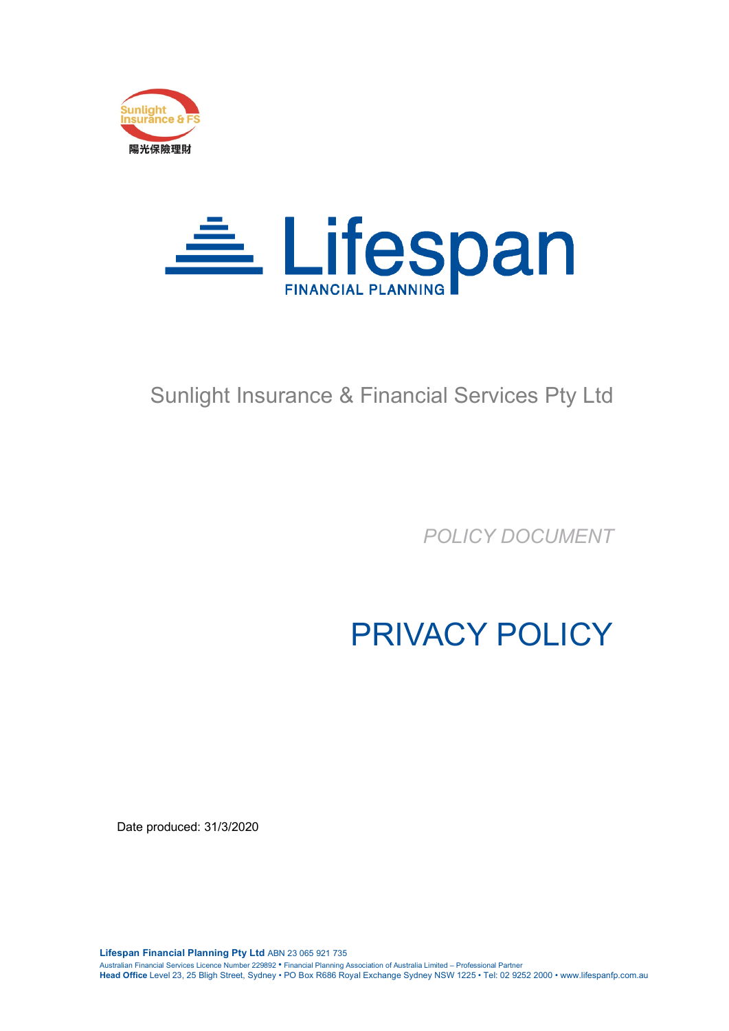Sunlight Insurance & FS

陽光保險理財

Lifespan FINANCIAL PLANNING

Sunlight Insurance & Financial Services Pty Ltd

*POLICY DOCUMENT*

# PRIVACY POLICY

Date produced: 31/3/2020

**Lifespan Financial Planning Pty Ltd** ABN 23 065 921 735
Australian Financial Services Licence Number 229892 • Financial Planning Association of Australia Limited – Professional Partner
**Head Office** Level 23, 25 Bligh Street, Sydney • PO Box R686 Royal Exchange Sydney NSW 1225 • Tel: 02 9252 2000 • www.lifespanfp.com.au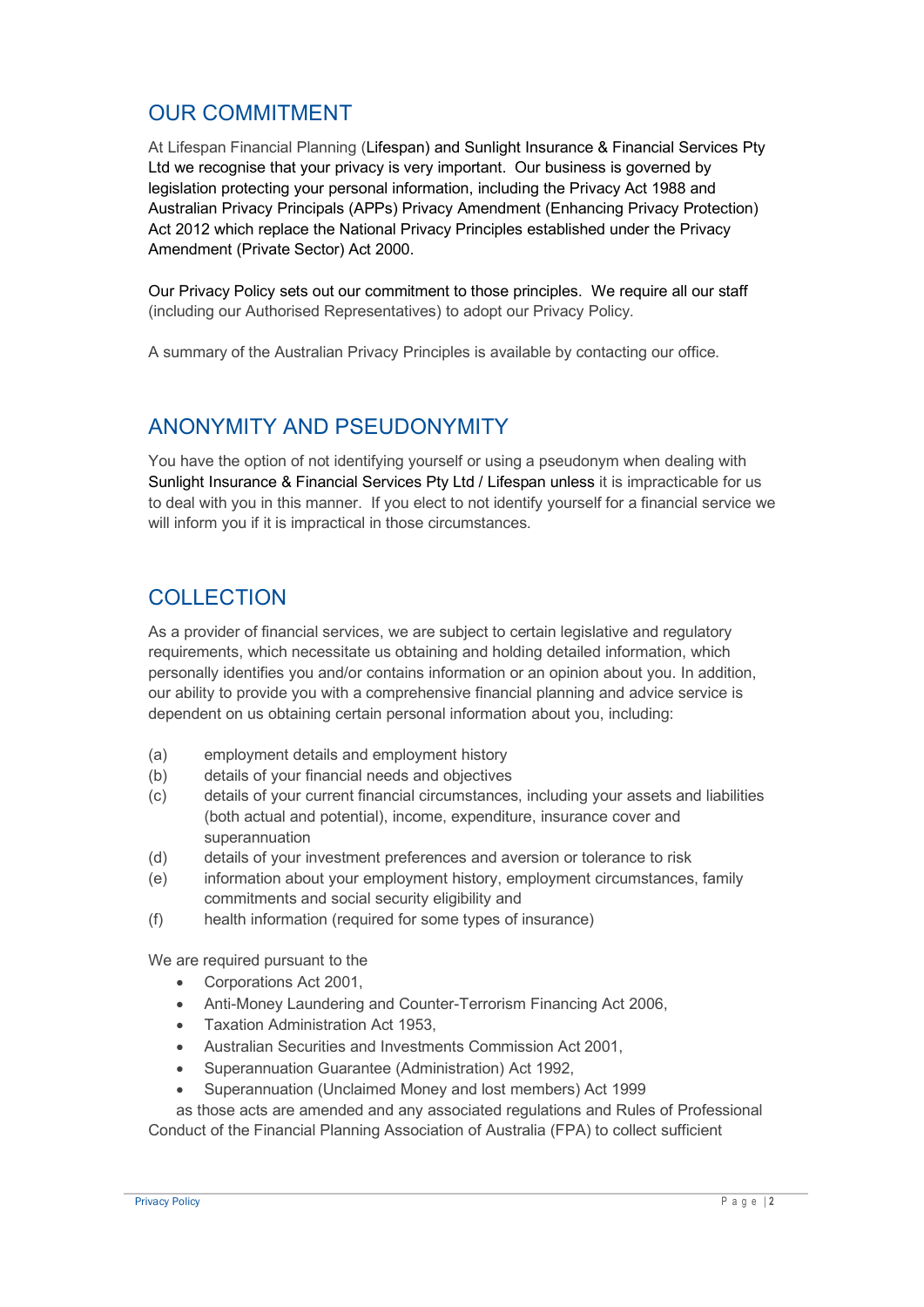## OUR COMMITMENT

At Lifespan Financial Planning (Lifespan) and Sunlight Insurance & Financial Services Pty Ltd we recognise that your privacy is very important. Our business is governed by legislation protecting your personal information, including the Privacy Act 1988 and Australian Privacy Principals (APPs) Privacy Amendment (Enhancing Privacy Protection) Act 2012 which replace the National Privacy Principles established under the Privacy Amendment (Private Sector) Act 2000.

Our Privacy Policy sets out our commitment to those principles. We require all our staff (including our Authorised Representatives) to adopt our Privacy Policy.

A summary of the Australian Privacy Principles is available by contacting our office.

## ANONYMITY AND PSEUDONYMITY

You have the option of not identifying yourself or using a pseudonym when dealing with Sunlight Insurance & Financial Services Pty Ltd / Lifespan unless it is impracticable for us to deal with you in this manner. If you elect to not identify yourself for a financial service we will inform you if it is impractical in those circumstances.

## COLLECTION

As a provider of financial services, we are subject to certain legislative and regulatory requirements, which necessitate us obtaining and holding detailed information, which personally identifies you and/or contains information or an opinion about you. In addition, our ability to provide you with a comprehensive financial planning and advice service is dependent on us obtaining certain personal information about you, including:

(a) employment details and employment history
(b) details of your financial needs and objectives
(c) details of your current financial circumstances, including your assets and liabilities (both actual and potential), income, expenditure, insurance cover and superannuation
(d) details of your investment preferences and aversion or tolerance to risk
(e) information about your employment history, employment circumstances, family commitments and social security eligibility and
(f) health information (required for some types of insurance)

We are required pursuant to the

- Corporations Act 2001,
- Anti-Money Laundering and Counter-Terrorism Financing Act 2006,
- Taxation Administration Act 1953,
- Australian Securities and Investments Commission Act 2001,
- Superannuation Guarantee (Administration) Act 1992,
- Superannuation (Unclaimed Money and lost members) Act 1999

as those acts are amended and any associated regulations and Rules of Professional Conduct of the Financial Planning Association of Australia (FPA) to collect sufficient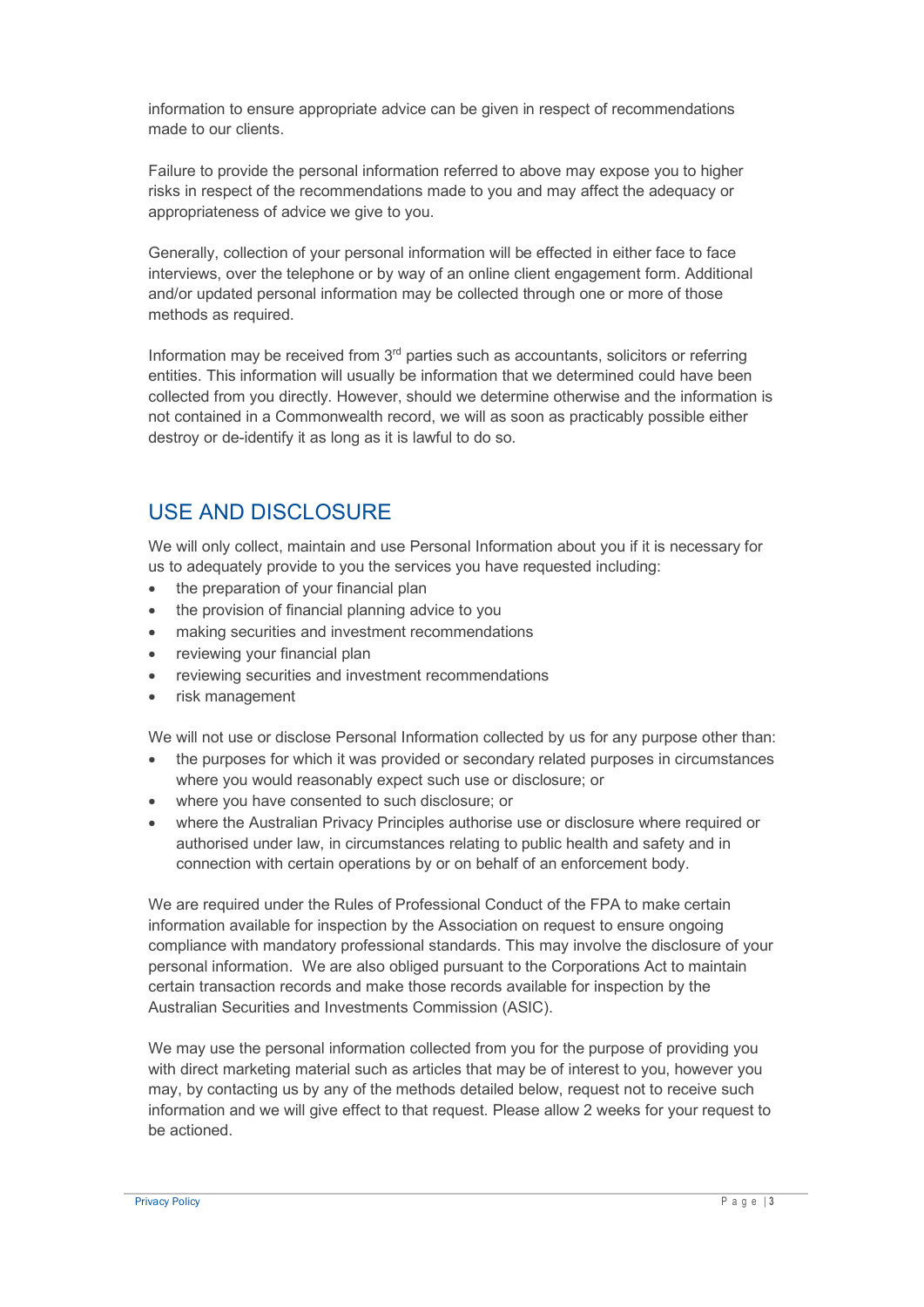information to ensure appropriate advice can be given in respect of recommendations made to our clients.

Failure to provide the personal information referred to above may expose you to higher risks in respect of the recommendations made to you and may affect the adequacy or appropriateness of advice we give to you.

Generally, collection of your personal information will be effected in either face to face interviews, over the telephone or by way of an online client engagement form. Additional and/or updated personal information may be collected through one or more of those methods as required.

Information may be received from 3rd parties such as accountants, solicitors or referring entities. This information will usually be information that we determined could have been collected from you directly. However, should we determine otherwise and the information is not contained in a Commonwealth record, we will as soon as practicably possible either destroy or de-identify it as long as it is lawful to do so.

## USE AND DISCLOSURE

We will only collect, maintain and use Personal Information about you if it is necessary for us to adequately provide to you the services you have requested including:

- the preparation of your financial plan
- the provision of financial planning advice to you
- making securities and investment recommendations
- reviewing your financial plan
- reviewing securities and investment recommendations
- risk management

We will not use or disclose Personal Information collected by us for any purpose other than:

- the purposes for which it was provided or secondary related purposes in circumstances where you would reasonably expect such use or disclosure; or
- where you have consented to such disclosure; or
- where the Australian Privacy Principles authorise use or disclosure where required or authorised under law, in circumstances relating to public health and safety and in connection with certain operations by or on behalf of an enforcement body.

We are required under the Rules of Professional Conduct of the FPA to make certain information available for inspection by the Association on request to ensure ongoing compliance with mandatory professional standards. This may involve the disclosure of your personal information. We are also obliged pursuant to the Corporations Act to maintain certain transaction records and make those records available for inspection by the Australian Securities and Investments Commission (ASIC).

We may use the personal information collected from you for the purpose of providing you with direct marketing material such as articles that may be of interest to you, however you may, by contacting us by any of the methods detailed below, request not to receive such information and we will give effect to that request. Please allow 2 weeks for your request to be actioned.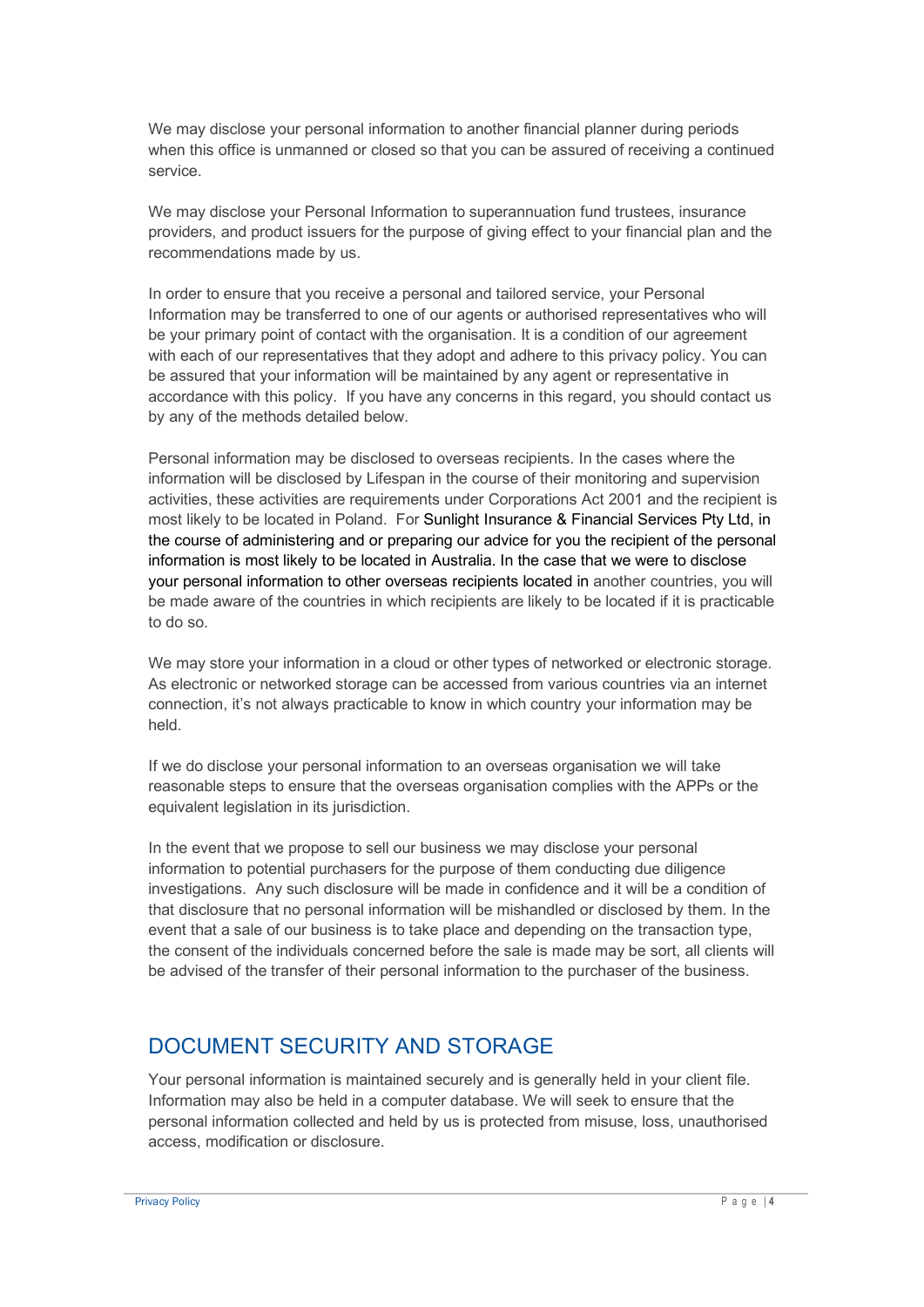We may disclose your personal information to another financial planner during periods when this office is unmanned or closed so that you can be assured of receiving a continued service.

We may disclose your Personal Information to superannuation fund trustees, insurance providers, and product issuers for the purpose of giving effect to your financial plan and the recommendations made by us.

In order to ensure that you receive a personal and tailored service, your Personal Information may be transferred to one of our agents or authorised representatives who will be your primary point of contact with the organisation. It is a condition of our agreement with each of our representatives that they adopt and adhere to this privacy policy. You can be assured that your information will be maintained by any agent or representative in accordance with this policy. If you have any concerns in this regard, you should contact us by any of the methods detailed below.

Personal information may be disclosed to overseas recipients. In the cases where the information will be disclosed by Lifespan in the course of their monitoring and supervision activities, these activities are requirements under Corporations Act 2001 and the recipient is most likely to be located in Poland. For Sunlight Insurance & Financial Services Pty Ltd, in the course of administering and or preparing our advice for you the recipient of the personal information is most likely to be located in Australia. In the case that we were to disclose your personal information to other overseas recipients located in another countries, you will be made aware of the countries in which recipients are likely to be located if it is practicable to do so.

We may store your information in a cloud or other types of networked or electronic storage. As electronic or networked storage can be accessed from various countries via an internet connection, it's not always practicable to know in which country your information may be held.

If we do disclose your personal information to an overseas organisation we will take reasonable steps to ensure that the overseas organisation complies with the APPs or the equivalent legislation in its jurisdiction.

In the event that we propose to sell our business we may disclose your personal information to potential purchasers for the purpose of them conducting due diligence investigations. Any such disclosure will be made in confidence and it will be a condition of that disclosure that no personal information will be mishandled or disclosed by them. In the event that a sale of our business is to take place and depending on the transaction type, the consent of the individuals concerned before the sale is made may be sort, all clients will be advised of the transfer of their personal information to the purchaser of the business.

## DOCUMENT SECURITY AND STORAGE

Your personal information is maintained securely and is generally held in your client file. Information may also be held in a computer database. We will seek to ensure that the personal information collected and held by us is protected from misuse, loss, unauthorised access, modification or disclosure.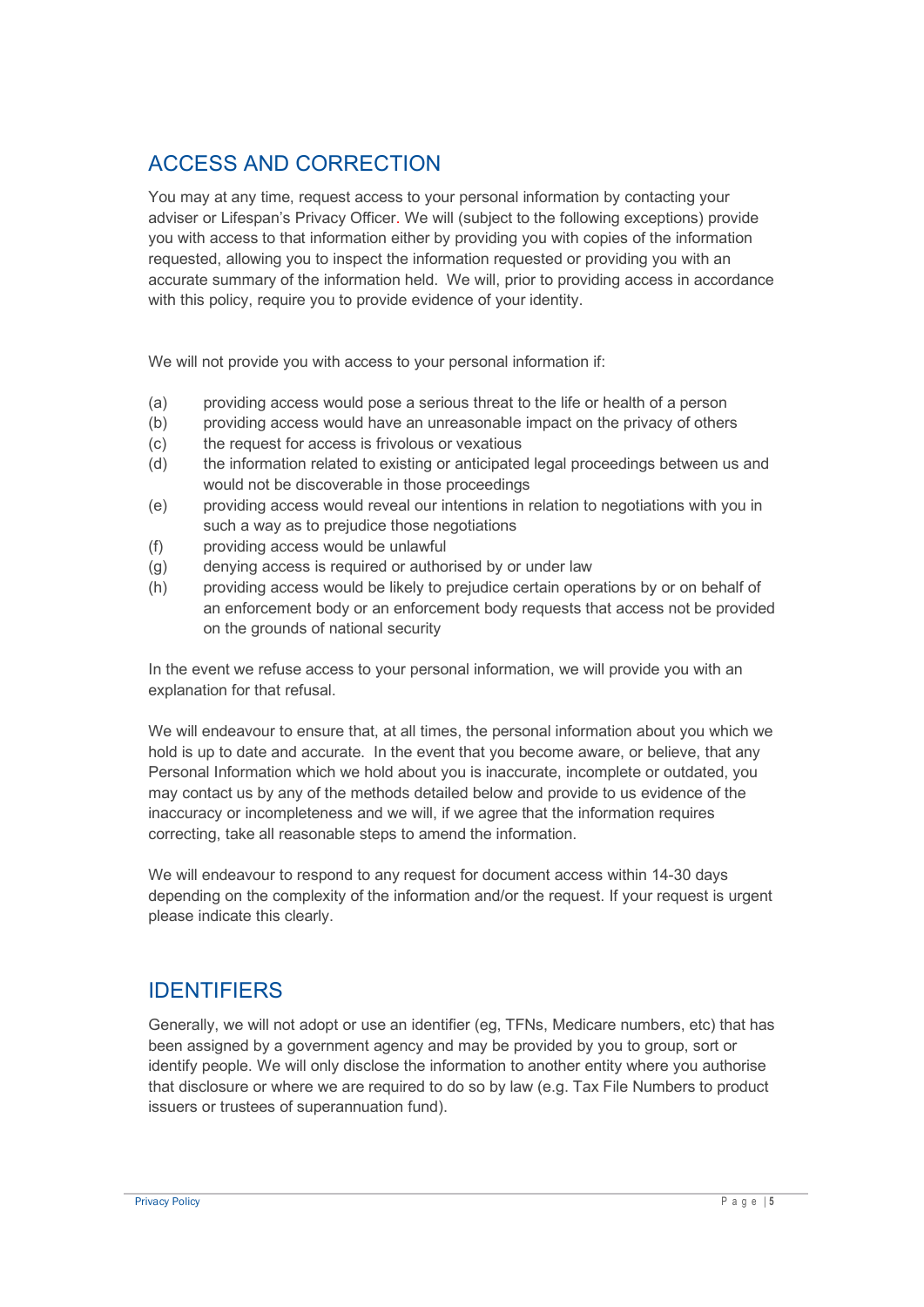## ACCESS AND CORRECTION

You may at any time, request access to your personal information by contacting your adviser or Lifespan's Privacy Officer. We will (subject to the following exceptions) provide you with access to that information either by providing you with copies of the information requested, allowing you to inspect the information requested or providing you with an accurate summary of the information held. We will, prior to providing access in accordance with this policy, require you to provide evidence of your identity.

We will not provide you with access to your personal information if:

(a) providing access would pose a serious threat to the life or health of a person
(b) providing access would have an unreasonable impact on the privacy of others
(c) the request for access is frivolous or vexatious
(d) the information related to existing or anticipated legal proceedings between us and would not be discoverable in those proceedings
(e) providing access would reveal our intentions in relation to negotiations with you in such a way as to prejudice those negotiations
(f) providing access would be unlawful
(g) denying access is required or authorised by or under law
(h) providing access would be likely to prejudice certain operations by or on behalf of an enforcement body or an enforcement body requests that access not be provided on the grounds of national security

In the event we refuse access to your personal information, we will provide you with an explanation for that refusal.

We will endeavour to ensure that, at all times, the personal information about you which we hold is up to date and accurate. In the event that you become aware, or believe, that any Personal Information which we hold about you is inaccurate, incomplete or outdated, you may contact us by any of the methods detailed below and provide to us evidence of the inaccuracy or incompleteness and we will, if we agree that the information requires correcting, take all reasonable steps to amend the information.

We will endeavour to respond to any request for document access within 14-30 days depending on the complexity of the information and/or the request. If your request is urgent please indicate this clearly.

## IDENTIFIERS

Generally, we will not adopt or use an identifier (eg, TFNs, Medicare numbers, etc) that has been assigned by a government agency and may be provided by you to group, sort or identify people. We will only disclose the information to another entity where you authorise that disclosure or where we are required to do so by law (e.g. Tax File Numbers to product issuers or trustees of superannuation fund).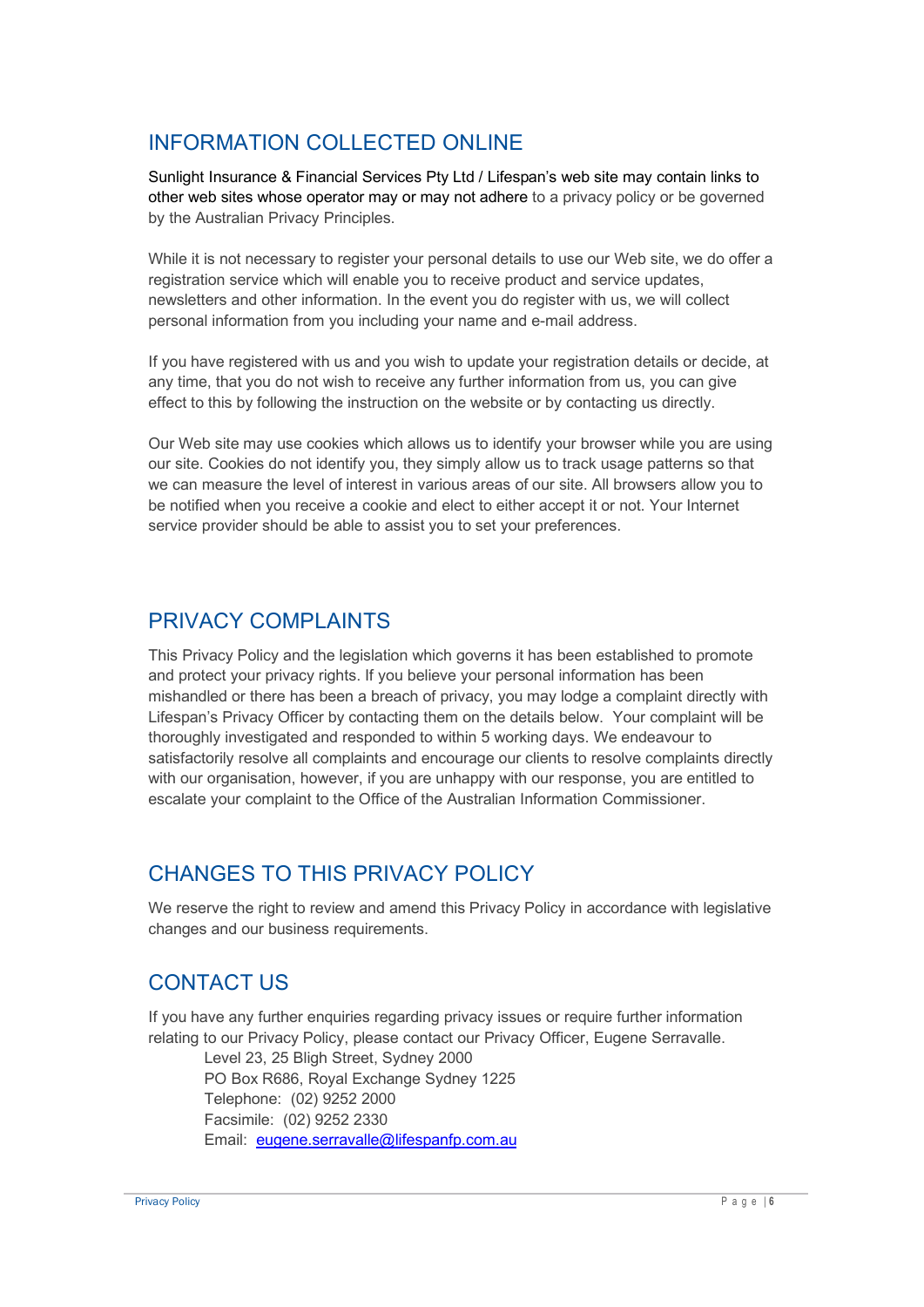## INFORMATION COLLECTED ONLINE

Sunlight Insurance & Financial Services Pty Ltd / Lifespan's web site may contain links to other web sites whose operator may or may not adhere to a privacy policy or be governed by the Australian Privacy Principles.

While it is not necessary to register your personal details to use our Web site, we do offer a registration service which will enable you to receive product and service updates, newsletters and other information. In the event you do register with us, we will collect personal information from you including your name and e-mail address.

If you have registered with us and you wish to update your registration details or decide, at any time, that you do not wish to receive any further information from us, you can give effect to this by following the instruction on the website or by contacting us directly.

Our Web site may use cookies which allows us to identify your browser while you are using our site. Cookies do not identify you, they simply allow us to track usage patterns so that we can measure the level of interest in various areas of our site. All browsers allow you to be notified when you receive a cookie and elect to either accept it or not. Your Internet service provider should be able to assist you to set your preferences.

## PRIVACY COMPLAINTS

This Privacy Policy and the legislation which governs it has been established to promote and protect your privacy rights. If you believe your personal information has been mishandled or there has been a breach of privacy, you may lodge a complaint directly with Lifespan's Privacy Officer by contacting them on the details below. Your complaint will be thoroughly investigated and responded to within 5 working days. We endeavour to satisfactorily resolve all complaints and encourage our clients to resolve complaints directly with our organisation, however, if you are unhappy with our response, you are entitled to escalate your complaint to the Office of the Australian Information Commissioner.

## CHANGES TO THIS PRIVACY POLICY

We reserve the right to review and amend this Privacy Policy in accordance with legislative changes and our business requirements.

## CONTACT US

If you have any further enquiries regarding privacy issues or require further information relating to our Privacy Policy, please contact our Privacy Officer, Eugene Serravalle.

Level 23, 25 Bligh Street, Sydney 2000
PO Box R686, Royal Exchange Sydney 1225
Telephone: (02) 9252 2000
Facsimile: (02) 9252 2330
Email: eugene.serravalle@lifespanfp.com.au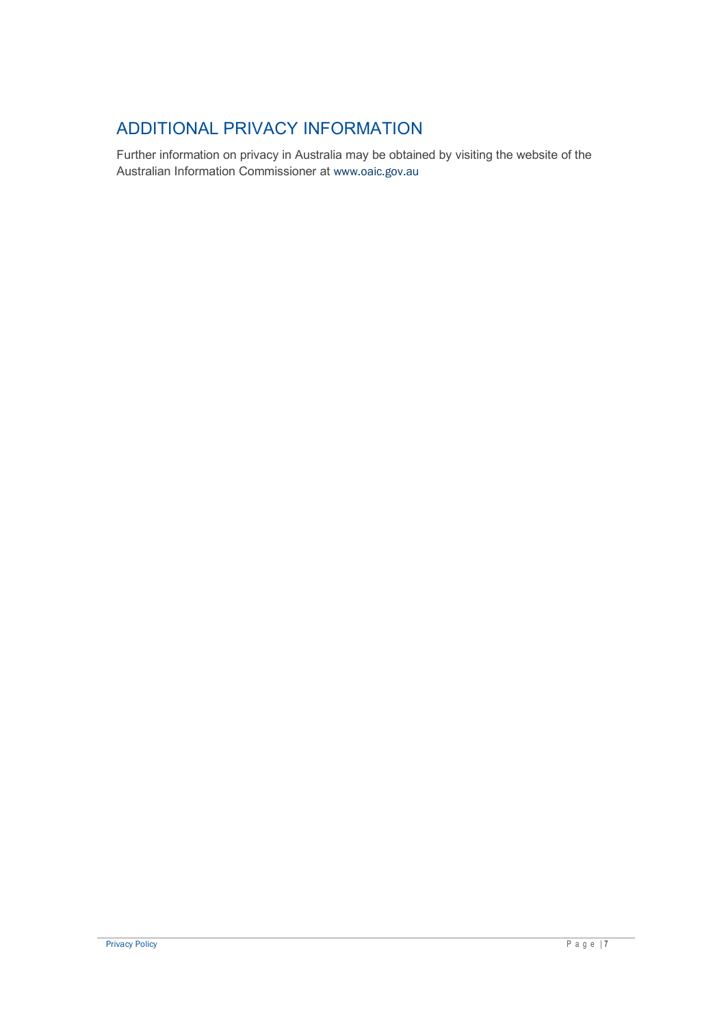## ADDITIONAL PRIVACY INFORMATION

Further information on privacy in Australia may be obtained by visiting the website of the Australian Information Commissioner at www.oaic.gov.au